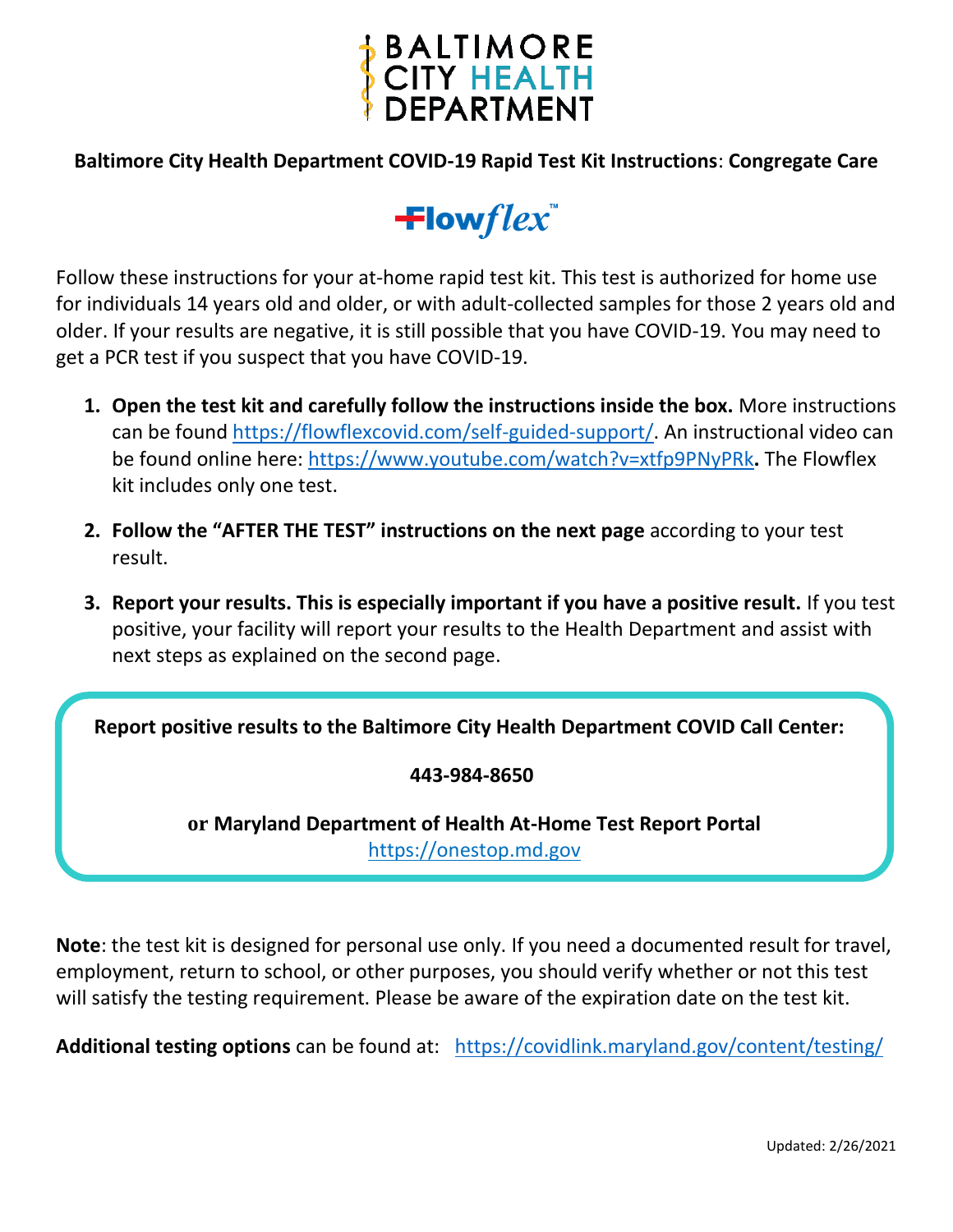# BALTIMORE CITY HEALTH DEPARTMENT

**Baltimore City Health Department COVID-19 Rapid Test Kit Instructions**: **Congregate Care**

**Flowflex™**

Follow these instructions for your at-home rapid test kit. This test is authorized for home use for individuals 14 years old and older, or with adult-collected samples for those 2 years old and older. If your results are negative, it is still possible that you have COVID-19. You may need to get a PCR test if you suspect that you have COVID-19.

1. **Open the test kit and carefully follow the instructions inside the box.** More instructions can be found https://flowflexcovid.com/self-guided-support/. An instructional video can be found online here: https://www.youtube.com/watch?v=xtfp9PNyPRk**.** The Flowflex kit includes only one test.
2. **Follow the "AFTER THE TEST" instructions on the next page** according to your test result.
3. **Report your results. This is especially important if you have a positive result.** If you test positive, your facility will report your results to the Health Department and assist with next steps as explained on the second page.

**Report positive results to the Baltimore City Health Department COVID Call Center:**

**443-984-8650**

**or Maryland Department of Health At-Home Test Report Portal**
https://onestop.md.gov

**Note**: the test kit is designed for personal use only. If you need a documented result for travel, employment, return to school, or other purposes, you should verify whether or not this test will satisfy the testing requirement. Please be aware of the expiration date on the test kit.

**Additional testing options** can be found at: https://covidlink.maryland.gov/content/testing/

Updated: 2/26/2021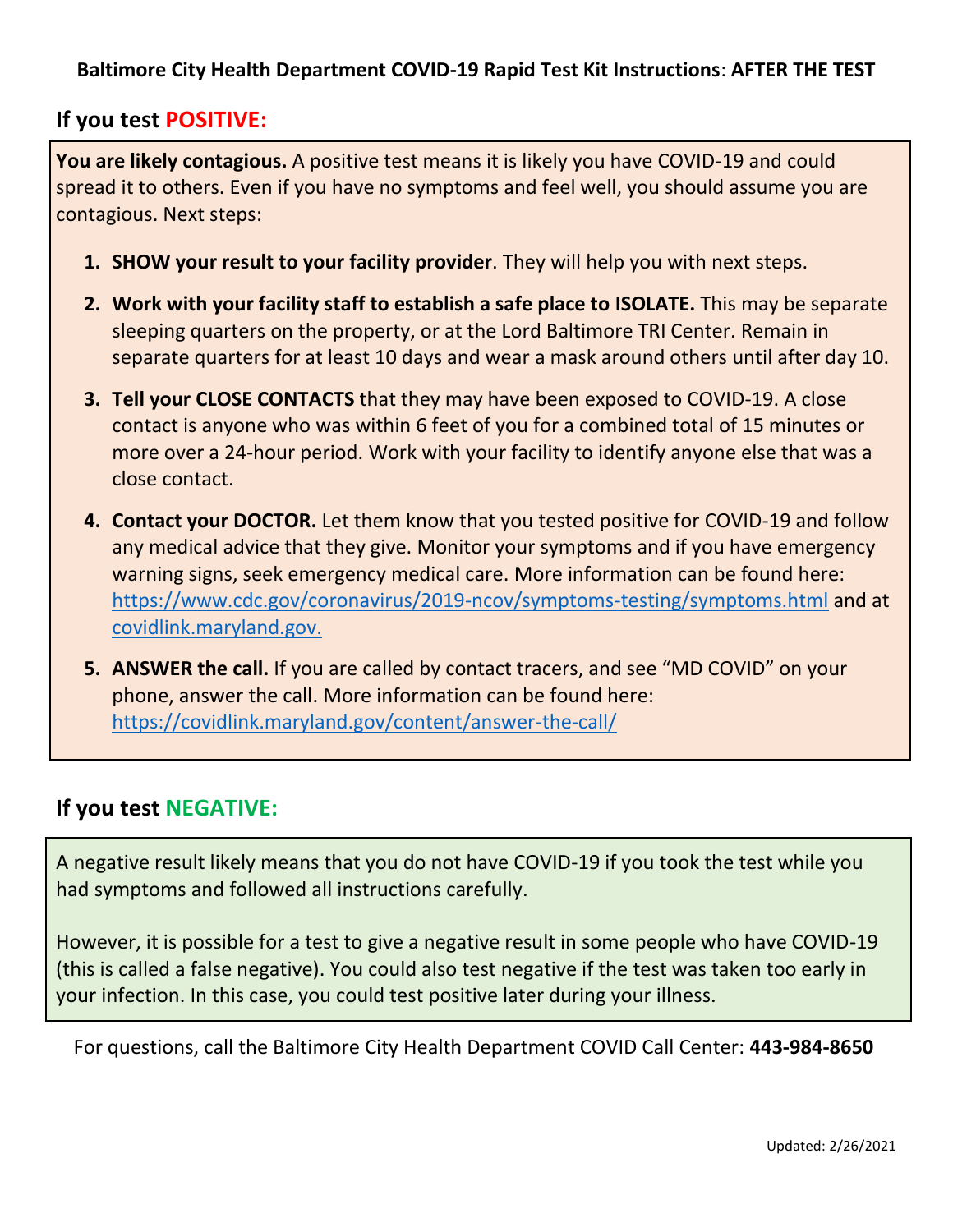**Baltimore City Health Department COVID-19 Rapid Test Kit Instructions**: **AFTER THE TEST**

## If you test POSITIVE:

**You are likely contagious.** A positive test means it is likely you have COVID-19 and could spread it to others. Even if you have no symptoms and feel well, you should assume you are contagious. Next steps:

1. **SHOW your result to your facility provider**. They will help you with next steps.
2. **Work with your facility staff to establish a safe place to ISOLATE.** This may be separate sleeping quarters on the property, or at the Lord Baltimore TRI Center. Remain in separate quarters for at least 10 days and wear a mask around others until after day 10.
3. **Tell your CLOSE CONTACTS** that they may have been exposed to COVID-19. A close contact is anyone who was within 6 feet of you for a combined total of 15 minutes or more over a 24-hour period. Work with your facility to identify anyone else that was a close contact.
4. **Contact your DOCTOR.** Let them know that you tested positive for COVID-19 and follow any medical advice that they give. Monitor your symptoms and if you have emergency warning signs, seek emergency medical care. More information can be found here: https://www.cdc.gov/coronavirus/2019-ncov/symptoms-testing/symptoms.html and at covidlink.maryland.gov.
5. **ANSWER the call.** If you are called by contact tracers, and see "MD COVID" on your phone, answer the call. More information can be found here: https://covidlink.maryland.gov/content/answer-the-call/

## If you test NEGATIVE:

A negative result likely means that you do not have COVID-19 if you took the test while you had symptoms and followed all instructions carefully.

However, it is possible for a test to give a negative result in some people who have COVID-19 (this is called a false negative). You could also test negative if the test was taken too early in your infection. In this case, you could test positive later during your illness.

For questions, call the Baltimore City Health Department COVID Call Center: **443-984-8650**

Updated: 2/26/2021